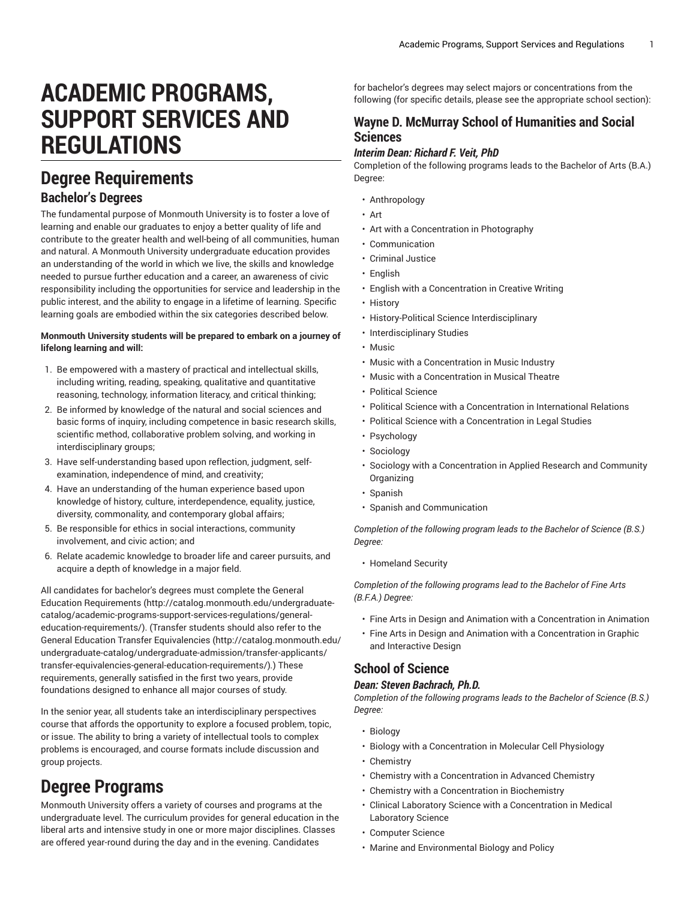# ACADEMIC PROGRAMS, SUPPORT SERVICES AND REGULATIONS

## Degree Requirements

### Bachelor's Degrees

The fundamental purpose of Monmouth University is to foster a love of learning and enable our graduates to enjoy a better quality of life and contribute to the greater health and well-being of all communities, human and natural. A Monmouth University undergraduate education provides an understanding of the world in which we live, the skills and knowledge needed to pursue further education and a career, an awareness of civic responsibility including the opportunities for service and leadership in the public interest, and the ability to engage in a lifetime of learning. Specific learning goals are embodied within the six categories described below.

**Monmouth University students will be prepared to embark on a journey of lifelong learning and will:**

1. Be empowered with a mastery of practical and intellectual skills, including writing, reading, speaking, qualitative and quantitative reasoning, technology, information literacy, and critical thinking;
2. Be informed by knowledge of the natural and social sciences and basic forms of inquiry, including competence in basic research skills, scientific method, collaborative problem solving, and working in interdisciplinary groups;
3. Have self-understanding based upon reflection, judgment, self-examination, independence of mind, and creativity;
4. Have an understanding of the human experience based upon knowledge of history, culture, interdependence, equality, justice, diversity, commonality, and contemporary global affairs;
5. Be responsible for ethics in social interactions, community involvement, and civic action; and
6. Relate academic knowledge to broader life and career pursuits, and acquire a depth of knowledge in a major field.

All candidates for bachelor's degrees must complete the General Education Requirements (http://catalog.monmouth.edu/undergraduate-catalog/academic-programs-support-services-regulations/general-education-requirements/). (Transfer students should also refer to the General Education Transfer Equivalencies (http://catalog.monmouth.edu/undergraduate-catalog/undergraduate-admission/transfer-applicants/transfer-equivalencies-general-education-requirements/).) These requirements, generally satisfied in the first two years, provide foundations designed to enhance all major courses of study.

In the senior year, all students take an interdisciplinary perspectives course that affords the opportunity to explore a focused problem, topic, or issue. The ability to bring a variety of intellectual tools to complex problems is encouraged, and course formats include discussion and group projects.

## Degree Programs

Monmouth University offers a variety of courses and programs at the undergraduate level. The curriculum provides for general education in the liberal arts and intensive study in one or more major disciplines. Classes are offered year-round during the day and in the evening. Candidates for bachelor's degrees may select majors or concentrations from the following (for specific details, please see the appropriate school section):

### Wayne D. McMurray School of Humanities and Social Sciences

***Interim Dean: Richard F. Veit, PhD***

Completion of the following programs leads to the Bachelor of Arts (B.A.) Degree:

- Anthropology
- Art
- Art with a Concentration in Photography
- Communication
- Criminal Justice
- English
- English with a Concentration in Creative Writing
- History
- History-Political Science Interdisciplinary
- Interdisciplinary Studies
- Music
- Music with a Concentration in Music Industry
- Music with a Concentration in Musical Theatre
- Political Science
- Political Science with a Concentration in International Relations
- Political Science with a Concentration in Legal Studies
- Psychology
- Sociology
- Sociology with a Concentration in Applied Research and Community Organizing
- Spanish
- Spanish and Communication

*Completion of the following program leads to the Bachelor of Science (B.S.) Degree:*

- Homeland Security

*Completion of the following programs lead to the Bachelor of Fine Arts (B.F.A.) Degree:*

- Fine Arts in Design and Animation with a Concentration in Animation
- Fine Arts in Design and Animation with a Concentration in Graphic and Interactive Design

### School of Science

***Dean: Steven Bachrach, Ph.D.***

*Completion of the following programs leads to the Bachelor of Science (B.S.) Degree:*

- Biology
- Biology with a Concentration in Molecular Cell Physiology
- Chemistry
- Chemistry with a Concentration in Advanced Chemistry
- Chemistry with a Concentration in Biochemistry
- Clinical Laboratory Science with a Concentration in Medical Laboratory Science
- Computer Science
- Marine and Environmental Biology and Policy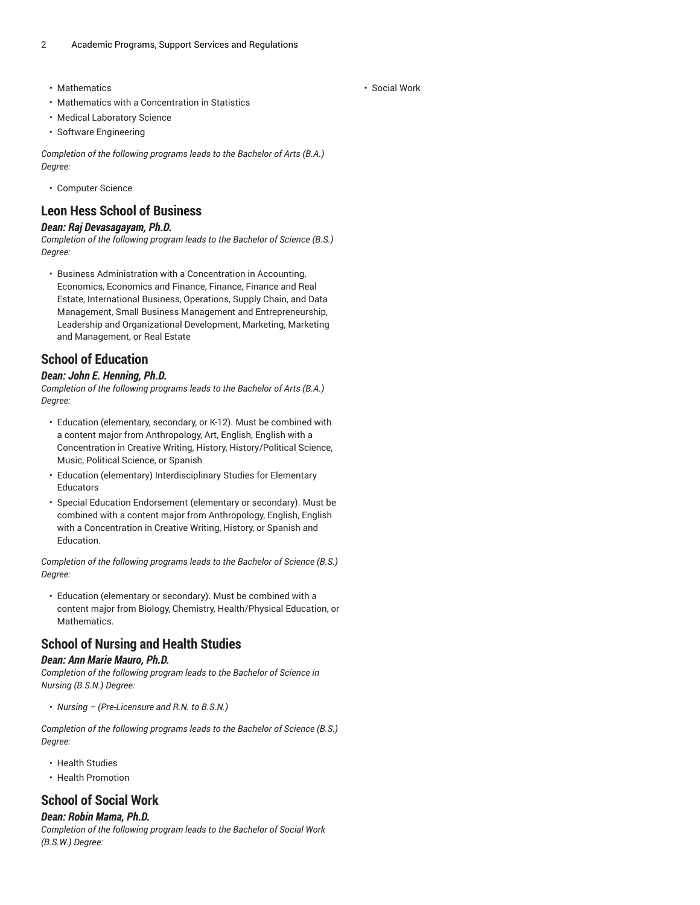- Mathematics
- Mathematics with a Concentration in Statistics
- Medical Laboratory Science
- Software Engineering

*Completion of the following programs leads to the Bachelor of Arts (B.A.) Degree:*

- Computer Science

## Leon Hess School of Business

### *Dean: Raj Devasagayam, Ph.D.*

*Completion of the following program leads to the Bachelor of Science (B.S.) Degree:*

- Business Administration with a Concentration in Accounting, Economics, Economics and Finance, Finance, Finance and Real Estate, International Business, Operations, Supply Chain, and Data Management, Small Business Management and Entrepreneurship, Leadership and Organizational Development, Marketing, Marketing and Management, or Real Estate

## School of Education

### *Dean: John E. Henning, Ph.D.*

*Completion of the following programs leads to the Bachelor of Arts (B.A.) Degree:*

- Education (elementary, secondary, or K-12). Must be combined with a content major from Anthropology, Art, English, English with a Concentration in Creative Writing, History, History/Political Science, Music, Political Science, or Spanish
- Education (elementary) Interdisciplinary Studies for Elementary Educators
- Special Education Endorsement (elementary or secondary). Must be combined with a content major from Anthropology, English, English with a Concentration in Creative Writing, History, or Spanish and Education.

*Completion of the following programs leads to the Bachelor of Science (B.S.) Degree:*

- Education (elementary or secondary). Must be combined with a content major from Biology, Chemistry, Health/Physical Education, or Mathematics.

## School of Nursing and Health Studies

### *Dean: Ann Marie Mauro, Ph.D.*

*Completion of the following program leads to the Bachelor of Science in Nursing (B.S.N.) Degree:*

- *Nursing – (Pre-Licensure and R.N. to B.S.N.)*

*Completion of the following programs leads to the Bachelor of Science (B.S.) Degree:*

- Health Studies
- Health Promotion

## School of Social Work

### *Dean: Robin Mama, Ph.D.*

*Completion of the following program leads to the Bachelor of Social Work (B.S.W.) Degree:*

- Social Work